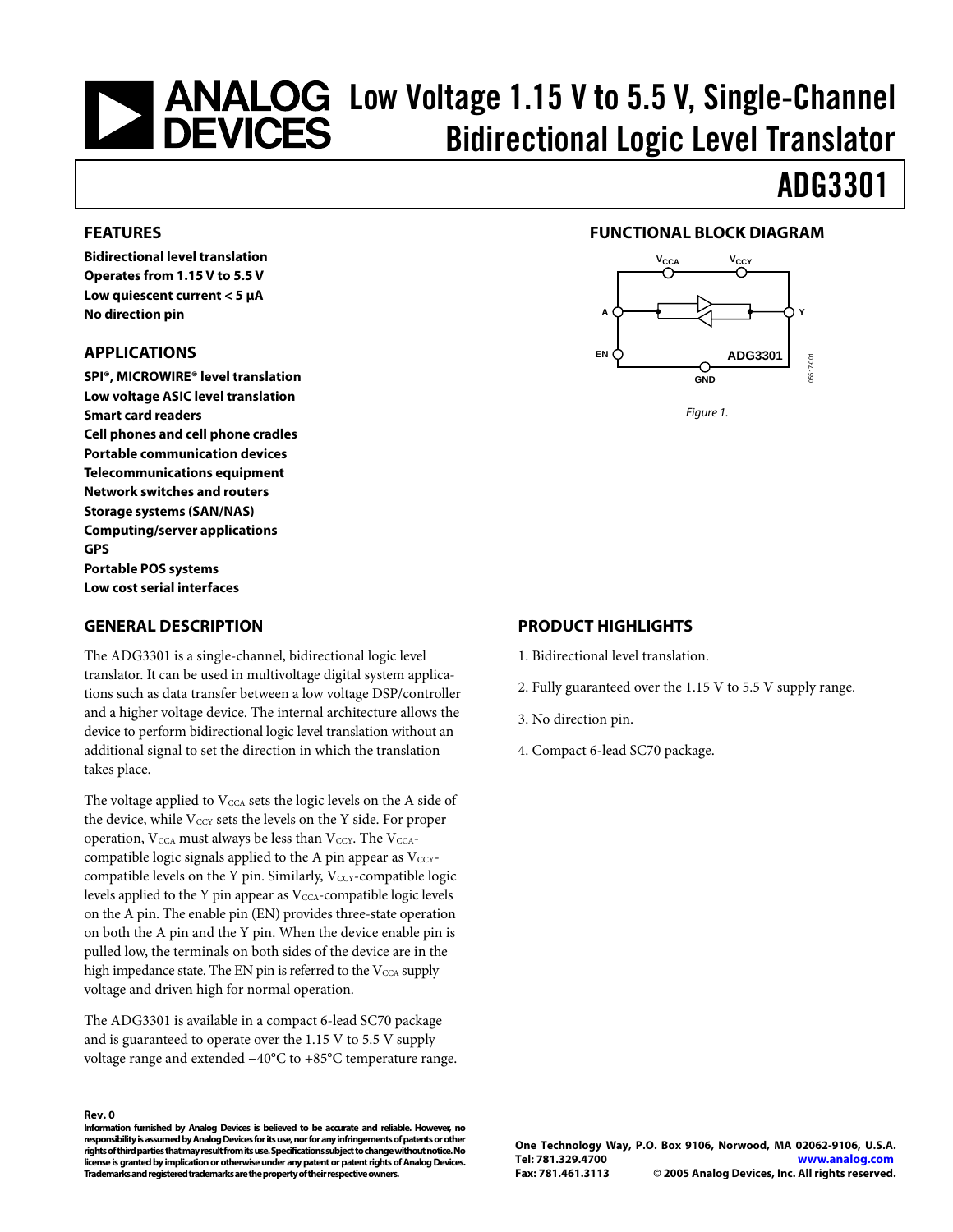# Low Voltage 1.15 V to 5.5 V, Single-Channel Bidirectional Logic Level Translator

# ADG3301

## FEATURES

**Bidirectional level translation**
**Operates from 1.15 V to 5.5 V**
**Low quiescent current < 5 µA**
**No direction pin**

## APPLICATIONS

**SPI®, MICROWIRE® level translation**
**Low voltage ASIC level translation**
**Smart card readers**
**Cell phones and cell phone cradles**
**Portable communication devices**
**Telecommunications equipment**
**Network switches and routers**
**Storage systems (SAN/NAS)**
**Computing/server applications**
**GPS**
**Portable POS systems**
**Low cost serial interfaces**

## FUNCTIONAL BLOCK DIAGRAM

*Figure 1.*

## GENERAL DESCRIPTION

The ADG3301 is a single-channel, bidirectional logic level translator. It can be used in multivoltage digital system applications such as data transfer between a low voltage DSP/controller and a higher voltage device. The internal architecture allows the device to perform bidirectional logic level translation without an additional signal to set the direction in which the translation takes place.

The voltage applied to $V_{CCA}$ sets the logic levels on the A side of the device, while $V_{CCY}$ sets the levels on the Y side. For proper operation, $V_{CCA}$ must always be less than $V_{CCY}$. The $V_{CCA}$-compatible logic signals applied to the A pin appear as $V_{CCY}$-compatible levels on the Y pin. Similarly, $V_{CCY}$-compatible logic levels applied to the Y pin appear as $V_{CCA}$-compatible logic levels on the A pin. The enable pin (EN) provides three-state operation on both the A pin and the Y pin. When the device enable pin is pulled low, the terminals on both sides of the device are in the high impedance state. The EN pin is referred to the $V_{CCA}$ supply voltage and driven high for normal operation.

The ADG3301 is available in a compact 6-lead SC70 package and is guaranteed to operate over the 1.15 V to 5.5 V supply voltage range and extended −40°C to +85°C temperature range.

## PRODUCT HIGHLIGHTS

1. Bidirectional level translation.
2. Fully guaranteed over the 1.15 V to 5.5 V supply range.
3. No direction pin.
4. Compact 6-lead SC70 package.

**Rev. 0**
**Information furnished by Analog Devices is believed to be accurate and reliable. However, no responsibility is assumed by Analog Devices for its use, nor for any infringements of patents or other rights of third parties that may result from its use. Specifications subject to change without notice. No license is granted by implication or otherwise under any patent or patent rights of Analog Devices. Trademarks and registered trademarks are the property of their respective owners.**

**One Technology Way, P.O. Box 9106, Norwood, MA 02062-9106, U.S.A.**
**Tel: 781.329.4700** **www.analog.com**
**Fax: 781.461.3113** **© 2005 Analog Devices, Inc. All rights reserved.**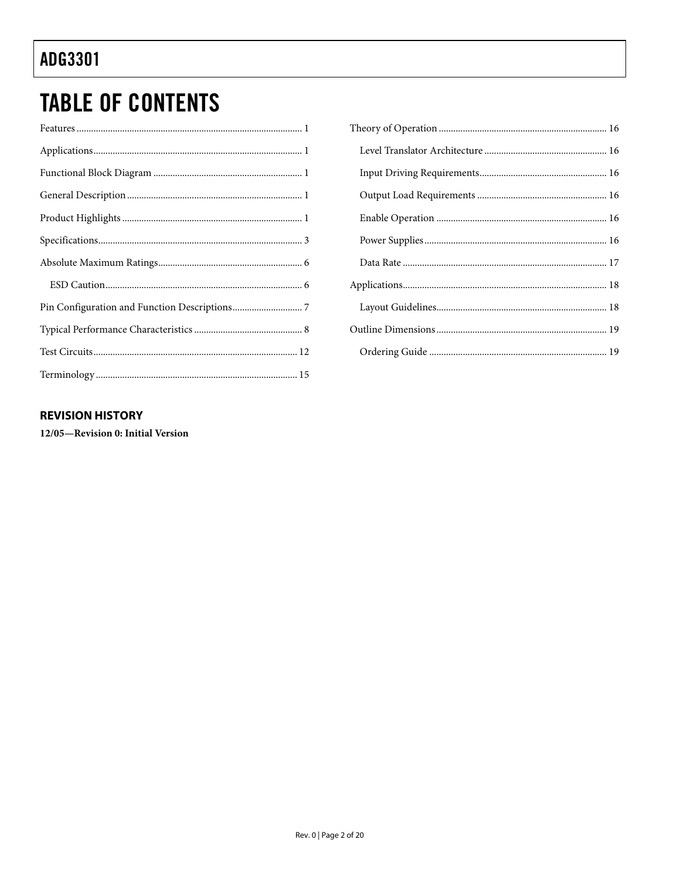# TABLE OF CONTENTS

Features ............................................................................................ 1

Applications....................................................................................... 1

Functional Block Diagram .............................................................. 1

General Description ......................................................................... 1

Product Highlights ........................................................................... 1

Specifications..................................................................................... 3

Absolute Maximum Ratings............................................................ 6

  ESD Caution.................................................................................. 6

Pin Configuration and Function Descriptions............................. 7

Typical Performance Characteristics ............................................. 8

Test Circuits..................................................................................... 12

Terminology .................................................................................... 15

Theory of Operation ...................................................................... 16

  Level Translator Architecture ................................................... 16

  Input Driving Requirements..................................................... 16

  Output Load Requirements ...................................................... 16

  Enable Operation ....................................................................... 16

  Power Supplies............................................................................ 16

  Data Rate ..................................................................................... 17

Applications..................................................................................... 18

  Layout Guidelines....................................................................... 18

Outline Dimensions ....................................................................... 19

  Ordering Guide .......................................................................... 19

## REVISION HISTORY

**12/05—Revision 0: Initial Version**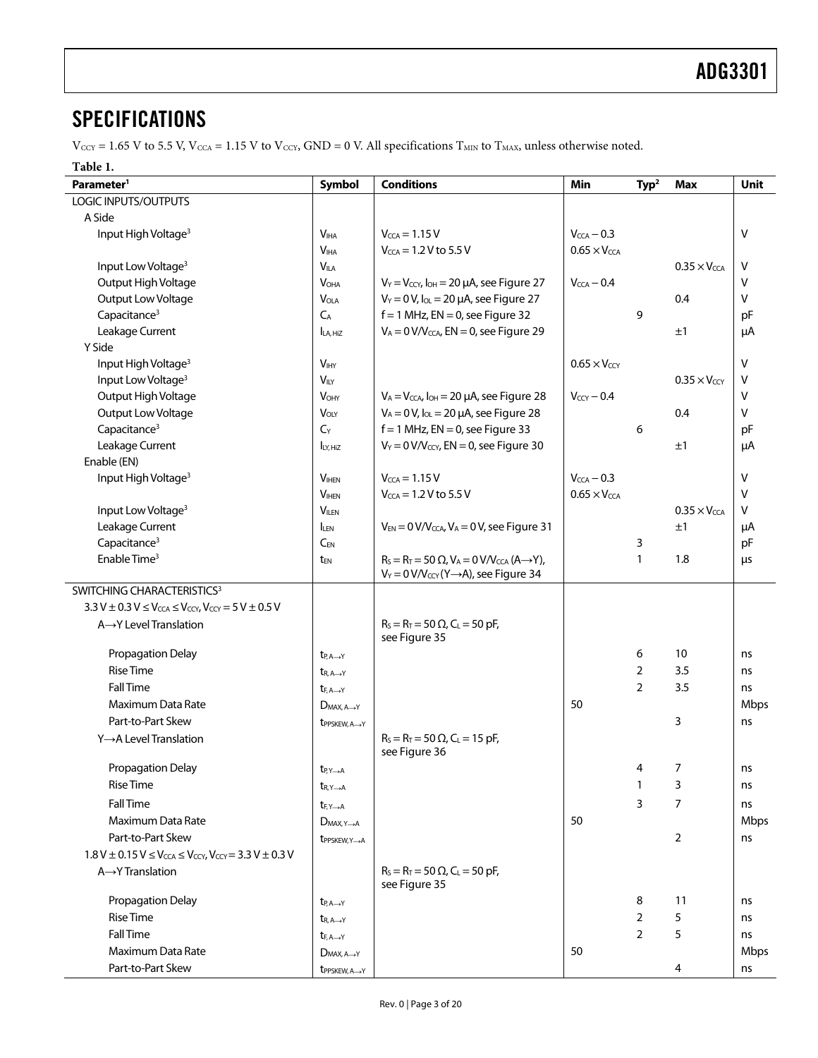## SPECIFICATIONS

$V_{CCY}$ = 1.65 V to 5.5 V, $V_{CCA}$ = 1.15 V to $V_{CCY}$, GND = 0 V. All specifications $T_{MIN}$ to $T_{MAX}$, unless otherwise noted.

**Table 1.**

| Parameter[1] | Symbol | Conditions | Min | Typ[2] | Max | Unit |
|---|---|---|---|---|---|---|
| LOGIC INPUTS/OUTPUTS | | | | | | |
| A Side | | | | | | |
| Input High Voltage[3] | $V_{IHA}$ | $V_{CCA}$ = 1.15 V | $V_{CCA}$ − 0.3 | | | V |
| | $V_{IHA}$ | $V_{CCA}$ = 1.2 V to 5.5 V | 0.65 × $V_{CCA}$ | | | |
| Input Low Voltage[3] | $V_{ILA}$ | | | | 0.35 × $V_{CCA}$ | V |
| Output High Voltage | $V_{OHA}$ | $V_Y$ = $V_{CCY}$, $I_{OH}$ = 20 μA, see Figure 27 | $V_{CCA}$ − 0.4 | | | V |
| Output Low Voltage | $V_{OLA}$ | $V_Y$ = 0 V, $I_{OL}$ = 20 μA, see Figure 27 | | | 0.4 | V |
| Capacitance[3] | $C_A$ | f = 1 MHz, EN = 0, see Figure 32 | | 9 | | pF |
| Leakage Current | $I_{LA, HIZ}$ | $V_A$ = 0 V/$V_{CCA}$, EN = 0, see Figure 29 | | | ±1 | μA |
| Y Side | | | | | | |
| Input High Voltage[3] | $V_{IHY}$ | | 0.65 × $V_{CCY}$ | | | V |
| Input Low Voltage[3] | $V_{ILY}$ | | | | 0.35 × $V_{CCY}$ | V |
| Output High Voltage | $V_{OHY}$ | $V_A$ = $V_{CCA}$, $I_{OH}$ = 20 μA, see Figure 28 | $V_{CCY}$ − 0.4 | | | V |
| Output Low Voltage | $V_{OLY}$ | $V_A$ = 0 V, $I_{OL}$ = 20 μA, see Figure 28 | | | 0.4 | V |
| Capacitance[3] | $C_Y$ | f = 1 MHz, EN = 0, see Figure 33 | | 6 | | pF |
| Leakage Current | $I_{LY, HIZ}$ | $V_Y$ = 0 V/$V_{CCY}$, EN = 0, see Figure 30 | | | ±1 | μA |
| Enable (EN) | | | | | | |
| Input High Voltage[3] | $V_{IHEN}$ | $V_{CCA}$ = 1.15 V | $V_{CCA}$ − 0.3 | | | V |
| | $V_{IHEN}$ | $V_{CCA}$ = 1.2 V to 5.5 V | 0.65 × $V_{CCA}$ | | | V |
| Input Low Voltage[3] | $V_{ILEN}$ | | | | 0.35 × $V_{CCA}$ | V |
| Leakage Current | $I_{LEN}$ | $V_{EN}$ = 0 V/$V_{CCA}$, $V_A$ = 0 V, see Figure 31 | | | ±1 | μA |
| Capacitance[3] | $C_{EN}$ | | | 3 | | pF |
| Enable Time[3] | $t_{EN}$ | $R_S$ = $R_T$ = 50 Ω, $V_A$ = 0 V/$V_{CCA}$ (A→Y), $V_Y$ = 0 V/$V_{CCY}$ (Y→A), see Figure 34 | | 1 | 1.8 | μs |
| SWITCHING CHARACTERISTICS[3] | | | | | | |
| 3.3 V ± 0.3 V ≤ $V_{CCA}$ ≤ $V_{CCY}$, $V_{CCY}$ = 5 V ± 0.5 V | | | | | | |
| A→Y Level Translation | | $R_S$ = $R_T$ = 50 Ω, $C_L$ = 50 pF, see Figure 35 | | | | |
| Propagation Delay | $t_{P, A→Y}$ | | | 6 | 10 | ns |
| Rise Time | $t_{R, A→Y}$ | | | 2 | 3.5 | ns |
| Fall Time | $t_{F, A→Y}$ | | | 2 | 3.5 | ns |
| Maximum Data Rate | $D_{MAX, A→Y}$ | | 50 | | | Mbps |
| Part-to-Part Skew | $t_{PPSKEW, A→Y}$ | | | | 3 | ns |
| Y→A Level Translation | | $R_S$ = $R_T$ = 50 Ω, $C_L$ = 15 pF, see Figure 36 | | | | |
| Propagation Delay | $t_{P, Y→A}$ | | | 4 | 7 | ns |
| Rise Time | $t_{R, Y→A}$ | | | 1 | 3 | ns |
| Fall Time | $t_{F, Y→A}$ | | | 3 | 7 | ns |
| Maximum Data Rate | $D_{MAX, Y→A}$ | | 50 | | | Mbps |
| Part-to-Part Skew | $t_{PPSKEW, Y→A}$ | | | | 2 | ns |
| 1.8 V ± 0.15 V ≤ $V_{CCA}$ ≤ $V_{CCY}$, $V_{CCY}$ = 3.3 V ± 0.3 V | | | | | | |
| A→Y Translation | | $R_S$ = $R_T$ = 50 Ω, $C_L$ = 50 pF, see Figure 35 | | | | |
| Propagation Delay | $t_{P, A→Y}$ | | | 8 | 11 | ns |
| Rise Time | $t_{R, A→Y}$ | | | 2 | 5 | ns |
| Fall Time | $t_{F, A→Y}$ | | | 2 | 5 | ns |
| Maximum Data Rate | $D_{MAX, A→Y}$ | | 50 | | | Mbps |
| Part-to-Part Skew | $t_{PPSKEW, A→Y}$ | | | | 4 | ns |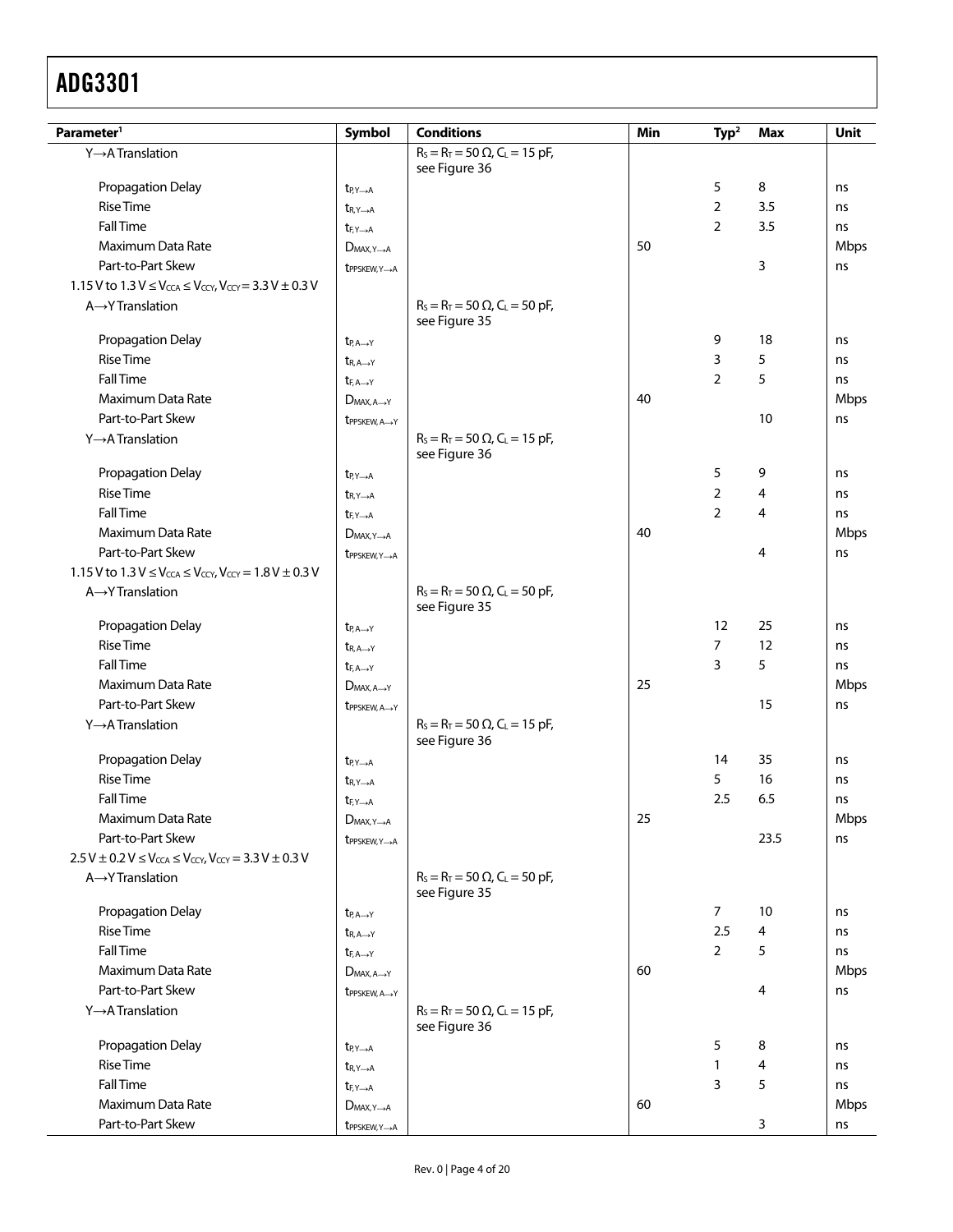| Parameter[1] | Symbol | Conditions | Min | Typ[2] | Max | Unit |
|---|---|---|---|---|---|---|
| Y→A Translation | | $R_S = R_T = 50\ \Omega$, $C_L = 15$ pF, see Figure 36 | | | | |
| Propagation Delay | $t_{P,Y\rightarrow A}$ | | | 5 | 8 | ns |
| Rise Time | $t_{R,Y\rightarrow A}$ | | | 2 | 3.5 | ns |
| Fall Time | $t_{F,Y\rightarrow A}$ | | | 2 | 3.5 | ns |
| Maximum Data Rate | $D_{MAX,Y\rightarrow A}$ | | 50 | | | Mbps |
| Part-to-Part Skew | $t_{PPSKEW,Y\rightarrow A}$ | | | | 3 | ns |
| 1.15 V to 1.3 V ≤ $V_{CCA}$ ≤ $V_{CCY}$, $V_{CCY}$ = 3.3 V ± 0.3 V | | | | | | |
| A→Y Translation | | $R_S = R_T = 50\ \Omega$, $C_L = 50$ pF, see Figure 35 | | | | |
| Propagation Delay | $t_{P,A\rightarrow Y}$ | | | 9 | 18 | ns |
| Rise Time | $t_{R,A\rightarrow Y}$ | | | 3 | 5 | ns |
| Fall Time | $t_{F,A\rightarrow Y}$ | | | 2 | 5 | ns |
| Maximum Data Rate | $D_{MAX,A\rightarrow Y}$ | | 40 | | | Mbps |
| Part-to-Part Skew | $t_{PPSKEW,A\rightarrow Y}$ | | | | 10 | ns |
| Y→A Translation | | $R_S = R_T = 50\ \Omega$, $C_L = 15$ pF, see Figure 36 | | | | |
| Propagation Delay | $t_{P,Y\rightarrow A}$ | | | 5 | 9 | ns |
| Rise Time | $t_{R,Y\rightarrow A}$ | | | 2 | 4 | ns |
| Fall Time | $t_{F,Y\rightarrow A}$ | | | 2 | 4 | ns |
| Maximum Data Rate | $D_{MAX,Y\rightarrow A}$ | | 40 | | | Mbps |
| Part-to-Part Skew | $t_{PPSKEW,Y\rightarrow A}$ | | | | 4 | ns |
| 1.15 V to 1.3 V ≤ $V_{CCA}$ ≤ $V_{CCY}$, $V_{CCY}$ = 1.8 V ± 0.3 V | | | | | | |
| A→Y Translation | | $R_S = R_T = 50\ \Omega$, $C_L = 50$ pF, see Figure 35 | | | | |
| Propagation Delay | $t_{P,A\rightarrow Y}$ | | | 12 | 25 | ns |
| Rise Time | $t_{R,A\rightarrow Y}$ | | | 7 | 12 | ns |
| Fall Time | $t_{F,A\rightarrow Y}$ | | | 3 | 5 | ns |
| Maximum Data Rate | $D_{MAX,A\rightarrow Y}$ | | 25 | | | Mbps |
| Part-to-Part Skew | $t_{PPSKEW,A\rightarrow Y}$ | | | | 15 | ns |
| Y→A Translation | | $R_S = R_T = 50\ \Omega$, $C_L = 15$ pF, see Figure 36 | | | | |
| Propagation Delay | $t_{P,Y\rightarrow A}$ | | | 14 | 35 | ns |
| Rise Time | $t_{R,Y\rightarrow A}$ | | | 5 | 16 | ns |
| Fall Time | $t_{F,Y\rightarrow A}$ | | | 2.5 | 6.5 | ns |
| Maximum Data Rate | $D_{MAX,Y\rightarrow A}$ | | 25 | | | Mbps |
| Part-to-Part Skew | $t_{PPSKEW,Y\rightarrow A}$ | | | | 23.5 | ns |
| 2.5 V ± 0.2 V ≤ $V_{CCA}$ ≤ $V_{CCY}$, $V_{CCY}$ = 3.3 V ± 0.3 V | | | | | | |
| A→Y Translation | | $R_S = R_T = 50\ \Omega$, $C_L = 50$ pF, see Figure 35 | | | | |
| Propagation Delay | $t_{P,A\rightarrow Y}$ | | | 7 | 10 | ns |
| Rise Time | $t_{R,A\rightarrow Y}$ | | | 2.5 | 4 | ns |
| Fall Time | $t_{F,A\rightarrow Y}$ | | | 2 | 5 | ns |
| Maximum Data Rate | $D_{MAX,A\rightarrow Y}$ | | 60 | | | Mbps |
| Part-to-Part Skew | $t_{PPSKEW,A\rightarrow Y}$ | | | | 4 | ns |
| Y→A Translation | | $R_S = R_T = 50\ \Omega$, $C_L = 15$ pF, see Figure 36 | | | | |
| Propagation Delay | $t_{P,Y\rightarrow A}$ | | | 5 | 8 | ns |
| Rise Time | $t_{R,Y\rightarrow A}$ | | | 1 | 4 | ns |
| Fall Time | $t_{F,Y\rightarrow A}$ | | | 3 | 5 | ns |
| Maximum Data Rate | $D_{MAX,Y\rightarrow A}$ | | 60 | | | Mbps |
| Part-to-Part Skew | $t_{PPSKEW,Y\rightarrow A}$ | | | | 3 | ns |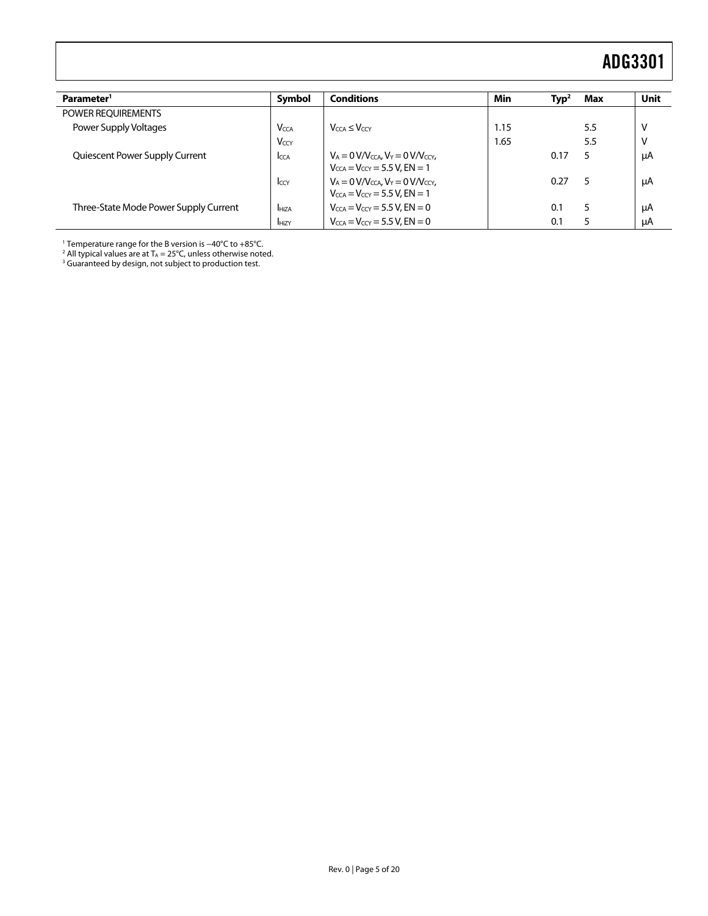| Parameter[1] | Symbol | Conditions | Min | Typ[2] | Max | Unit |
|---|---|---|---|---|---|---|
| POWER REQUIREMENTS | | | | | | |
| Power Supply Voltages | $V_{CCA}$ | $V_{CCA} \leq V_{CCY}$ | 1.15 | | 5.5 | V |
| | $V_{CCY}$ | | 1.65 | | 5.5 | V |
| Quiescent Power Supply Current | $I_{CCA}$ | $V_A = 0\ V/V_{CCA}$, $V_Y = 0\ V/V_{CCY}$, $V_{CCA} = V_{CCY} = 5.5\ V$, EN = 1 | | 0.17 | 5 | μA |
| | $I_{CCY}$ | $V_A = 0\ V/V_{CCA}$, $V_Y = 0\ V/V_{CCY}$, $V_{CCA} = V_{CCY} = 5.5\ V$, EN = 1 | | 0.27 | 5 | μA |
| Three-State Mode Power Supply Current | $I_{HiZA}$ | $V_{CCA} = V_{CCY} = 5.5\ V$, EN = 0 | | 0.1 | 5 | μA |
| | $I_{HiZY}$ | $V_{CCA} = V_{CCY} = 5.5\ V$, EN = 0 | | 0.1 | 5 | μA |

[1] Temperature range for the B version is −40°C to +85°C.
[2] All typical values are at $T_A = 25°C$, unless otherwise noted.
[3] Guaranteed by design, not subject to production test.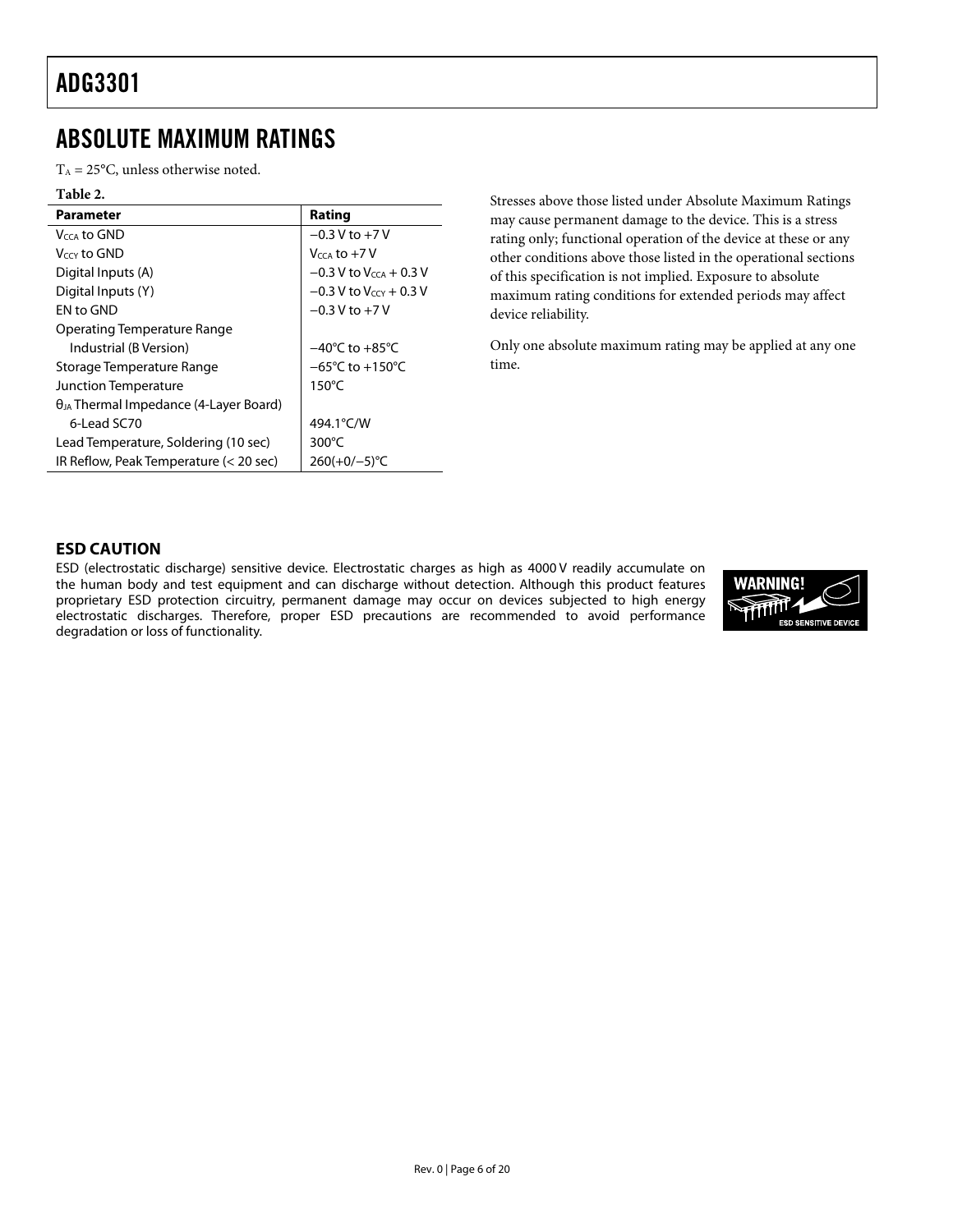# ABSOLUTE MAXIMUM RATINGS

$T_A$ = 25°C, unless otherwise noted.

**Table 2.**

| Parameter | Rating |
|---|---|
| $V_{CCA}$ to GND | −0.3 V to +7 V |
| $V_{CCY}$ to GND | $V_{CCA}$ to +7 V |
| Digital Inputs (A) | −0.3 V to $V_{CCA}$ + 0.3 V |
| Digital Inputs (Y) | −0.3 V to $V_{CCY}$ + 0.3 V |
| EN to GND | −0.3 V to +7 V |
| Operating Temperature Range | |
| Industrial (B Version) | −40°C to +85°C |
| Storage Temperature Range | −65°C to +150°C |
| Junction Temperature | 150°C |
| $\theta_{JA}$ Thermal Impedance (4-Layer Board) | |
| 6-Lead SC70 | 494.1°C/W |
| Lead Temperature, Soldering (10 sec) | 300°C |
| IR Reflow, Peak Temperature (< 20 sec) | 260(+0/−5)°C |

Stresses above those listed under Absolute Maximum Ratings may cause permanent damage to the device. This is a stress rating only; functional operation of the device at these or any other conditions above those listed in the operational sections of this specification is not implied. Exposure to absolute maximum rating conditions for extended periods may affect device reliability.

Only one absolute maximum rating may be applied at any one time.

## ESD CAUTION

ESD (electrostatic discharge) sensitive device. Electrostatic charges as high as 4000 V readily accumulate on the human body and test equipment and can discharge without detection. Although this product features proprietary ESD protection circuitry, permanent damage may occur on devices subjected to high energy electrostatic discharges. Therefore, proper ESD precautions are recommended to avoid performance degradation or loss of functionality.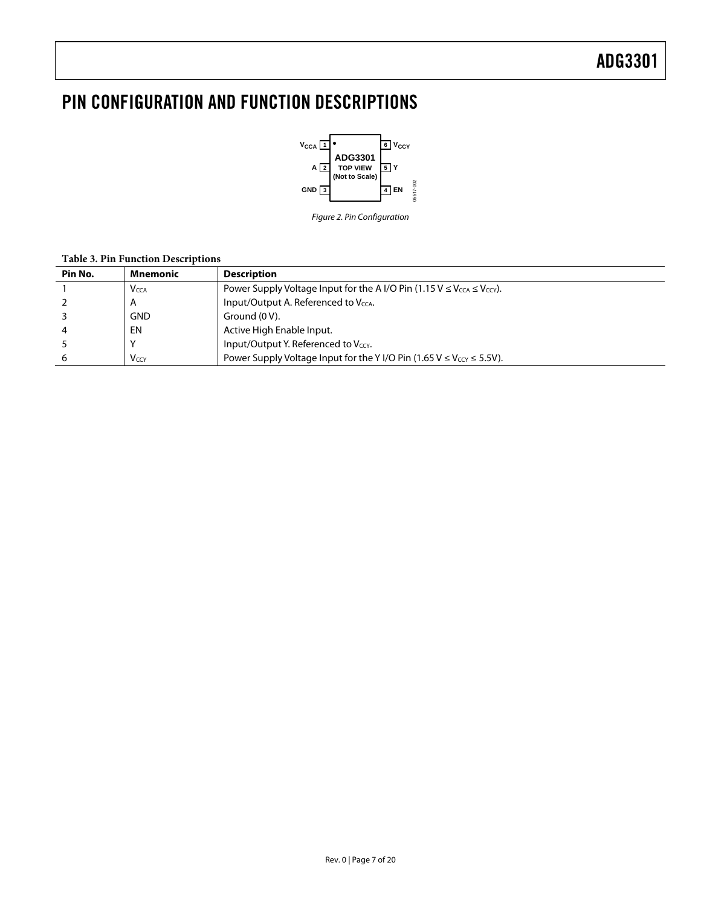# PIN CONFIGURATION AND FUNCTION DESCRIPTIONS

Figure 2. Pin Configuration

**Table 3. Pin Function Descriptions**

| Pin No. | Mnemonic | Description |
|---|---|---|
| 1 | $V_{CCA}$ | Power Supply Voltage Input for the A I/O Pin (1.15 V ≤ $V_{CCA}$ ≤ $V_{CCY}$). |
| 2 | A | Input/Output A. Referenced to $V_{CCA}$. |
| 3 | GND | Ground (0 V). |
| 4 | EN | Active High Enable Input. |
| 5 | Y | Input/Output Y. Referenced to $V_{CCY}$. |
| 6 | $V_{CCY}$ | Power Supply Voltage Input for the Y I/O Pin (1.65 V ≤ $V_{CCY}$ ≤ 5.5V). |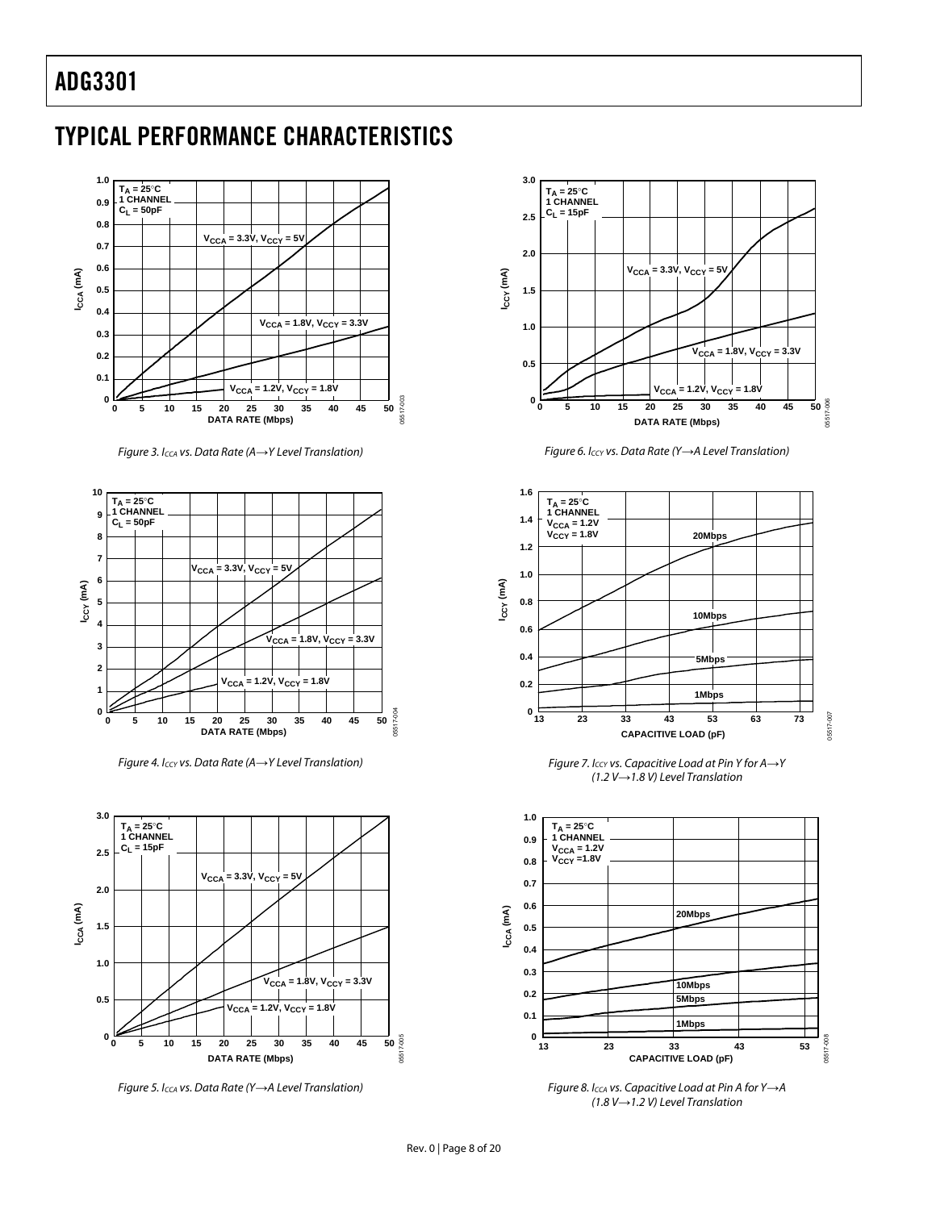## TYPICAL PERFORMANCE CHARACTERISTICS

Figure 3. $I_{CCA}$ vs. Data Rate (A→Y Level Translation)

Figure 4. $I_{CCY}$ vs. Data Rate (A→Y Level Translation)

Figure 5. $I_{CCA}$ vs. Data Rate (Y→A Level Translation)

Figure 6. $I_{CCY}$ vs. Data Rate (Y→A Level Translation)

Figure 7. $I_{CCY}$ vs. Capacitive Load at Pin Y for A→Y (1.2 V→1.8 V) Level Translation

Figure 8. $I_{CCA}$ vs. Capacitive Load at Pin A for Y→A (1.8 V→1.2 V) Level Translation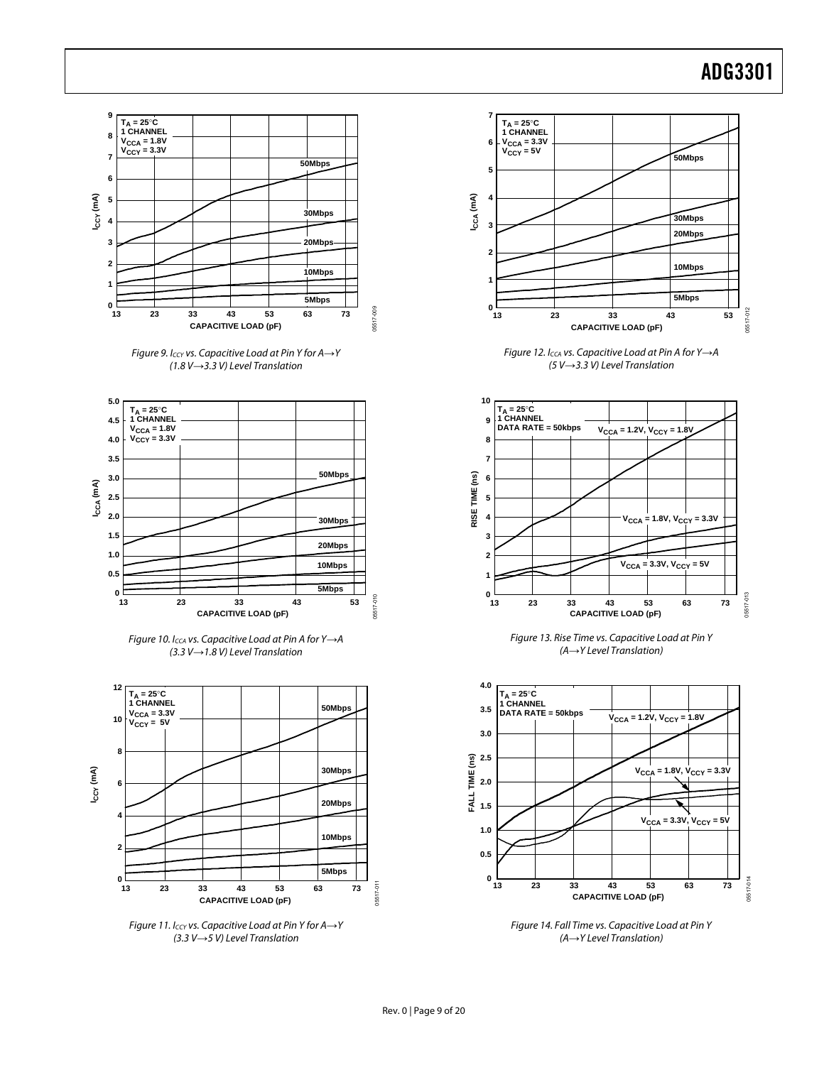Figure 9. $I_{CCY}$ vs. Capacitive Load at Pin Y for A→Y (1.8 V→3.3 V) Level Translation

Figure 10. $I_{CCA}$ vs. Capacitive Load at Pin A for Y→A (3.3 V→1.8 V) Level Translation

Figure 11. $I_{CCY}$ vs. Capacitive Load at Pin Y for A→Y (3.3 V→5 V) Level Translation

Figure 12. $I_{CCA}$ vs. Capacitive Load at Pin A for Y→A (5 V→3.3 V) Level Translation

Figure 13. Rise Time vs. Capacitive Load at Pin Y (A→Y Level Translation)

Figure 14. Fall Time vs. Capacitive Load at Pin Y (A→Y Level Translation)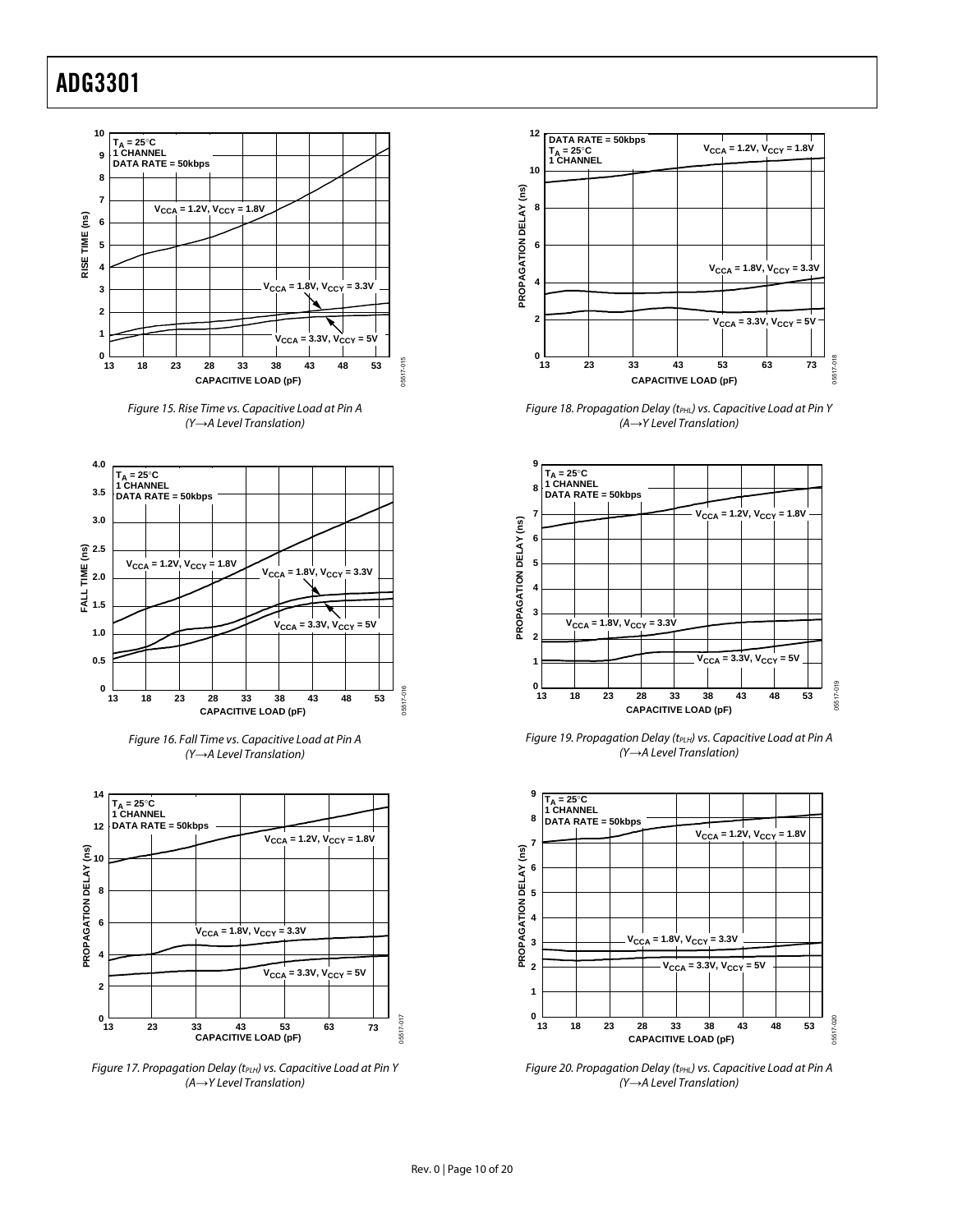Figure 15. Rise Time vs. Capacitive Load at Pin A (Y→A Level Translation)

Figure 16. Fall Time vs. Capacitive Load at Pin A (Y→A Level Translation)

Figure 17. Propagation Delay ($t_{PLH}$) vs. Capacitive Load at Pin Y (A→Y Level Translation)

Figure 18. Propagation Delay ($t_{PHL}$) vs. Capacitive Load at Pin Y (A→Y Level Translation)

Figure 19. Propagation Delay ($t_{PLH}$) vs. Capacitive Load at Pin A (Y→A Level Translation)

Figure 20. Propagation Delay ($t_{PHL}$) vs. Capacitive Load at Pin A (Y→A Level Translation)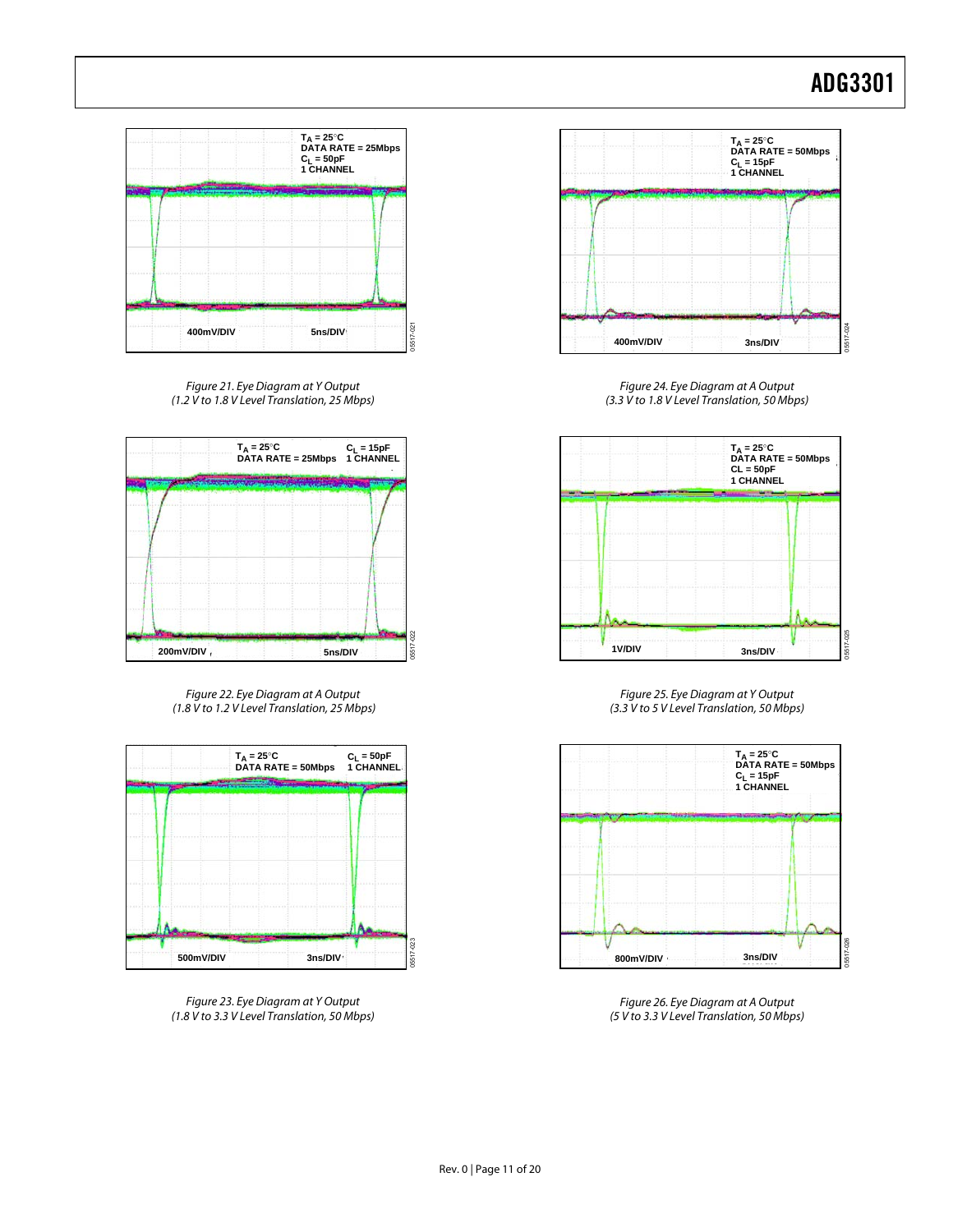Figure 21. Eye Diagram at Y Output
(1.2 V to 1.8 V Level Translation, 25 Mbps)

Figure 22. Eye Diagram at A Output
(1.8 V to 1.2 V Level Translation, 25 Mbps)

Figure 23. Eye Diagram at Y Output
(1.8 V to 3.3 V Level Translation, 50 Mbps)

Figure 24. Eye Diagram at A Output
(3.3 V to 1.8 V Level Translation, 50 Mbps)

Figure 25. Eye Diagram at Y Output
(3.3 V to 5 V Level Translation, 50 Mbps)

Figure 26. Eye Diagram at A Output
(5 V to 3.3 V Level Translation, 50 Mbps)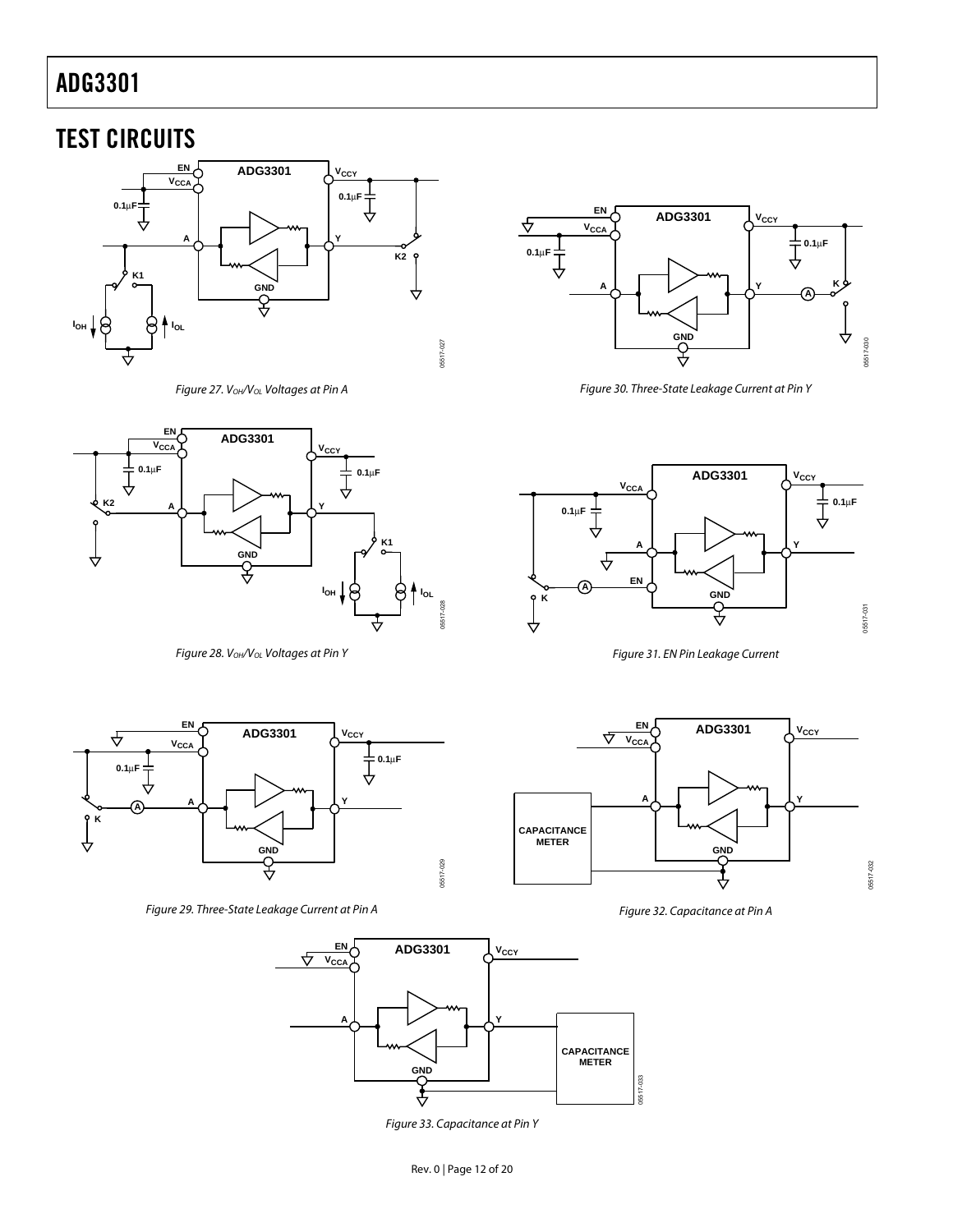# TEST CIRCUITS

Figure 27. $V_{OH}/V_{OL}$ Voltages at Pin A

Figure 28. $V_{OH}/V_{OL}$ Voltages at Pin Y

Figure 29. Three-State Leakage Current at Pin A

Figure 30. Three-State Leakage Current at Pin Y

Figure 31. EN Pin Leakage Current

Figure 32. Capacitance at Pin A

Figure 33. Capacitance at Pin Y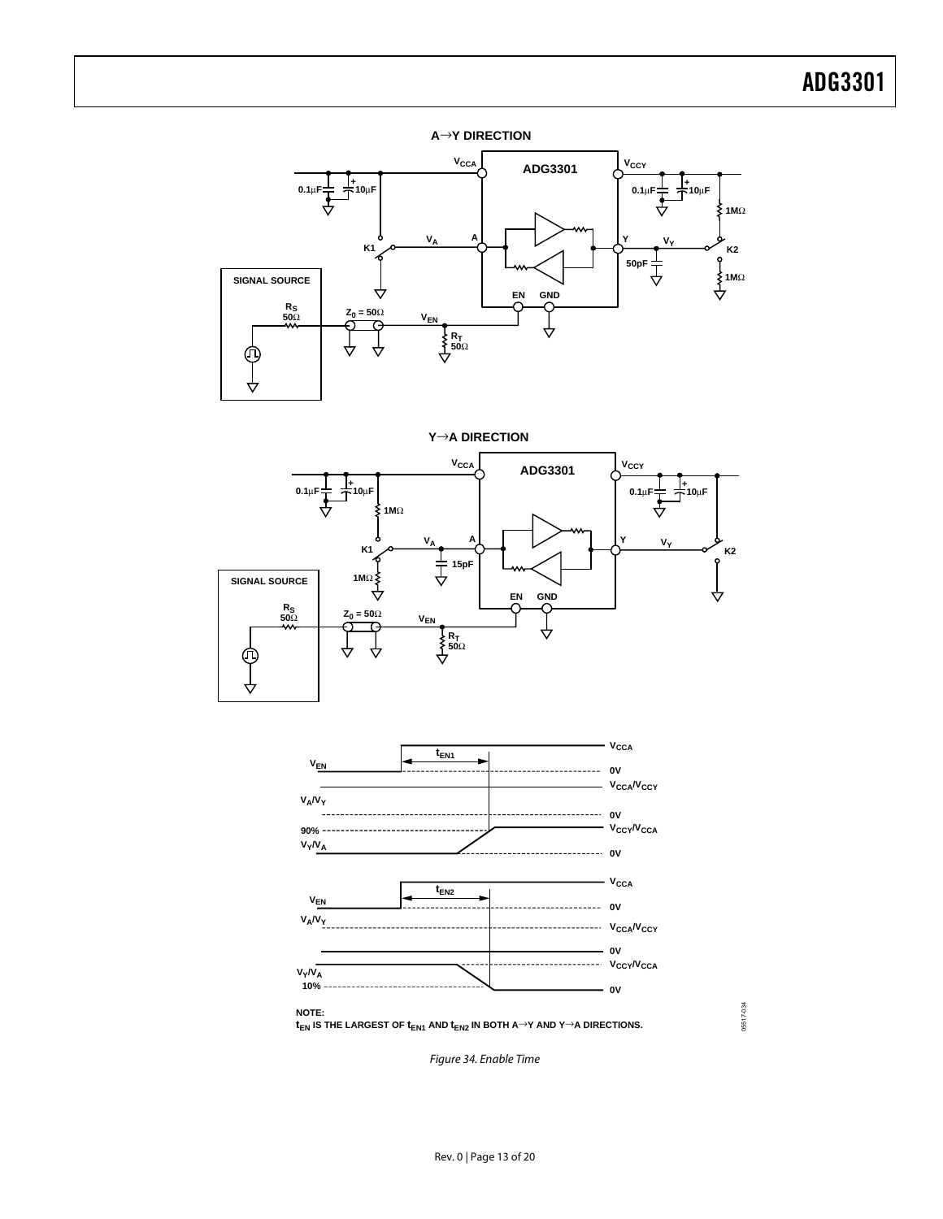A→Y DIRECTION

Y→A DIRECTION

NOTE:
$t_{EN}$ IS THE LARGEST OF $t_{EN1}$ AND $t_{EN2}$ IN BOTH A→Y AND Y→A DIRECTIONS.

*Figure 34. Enable Time*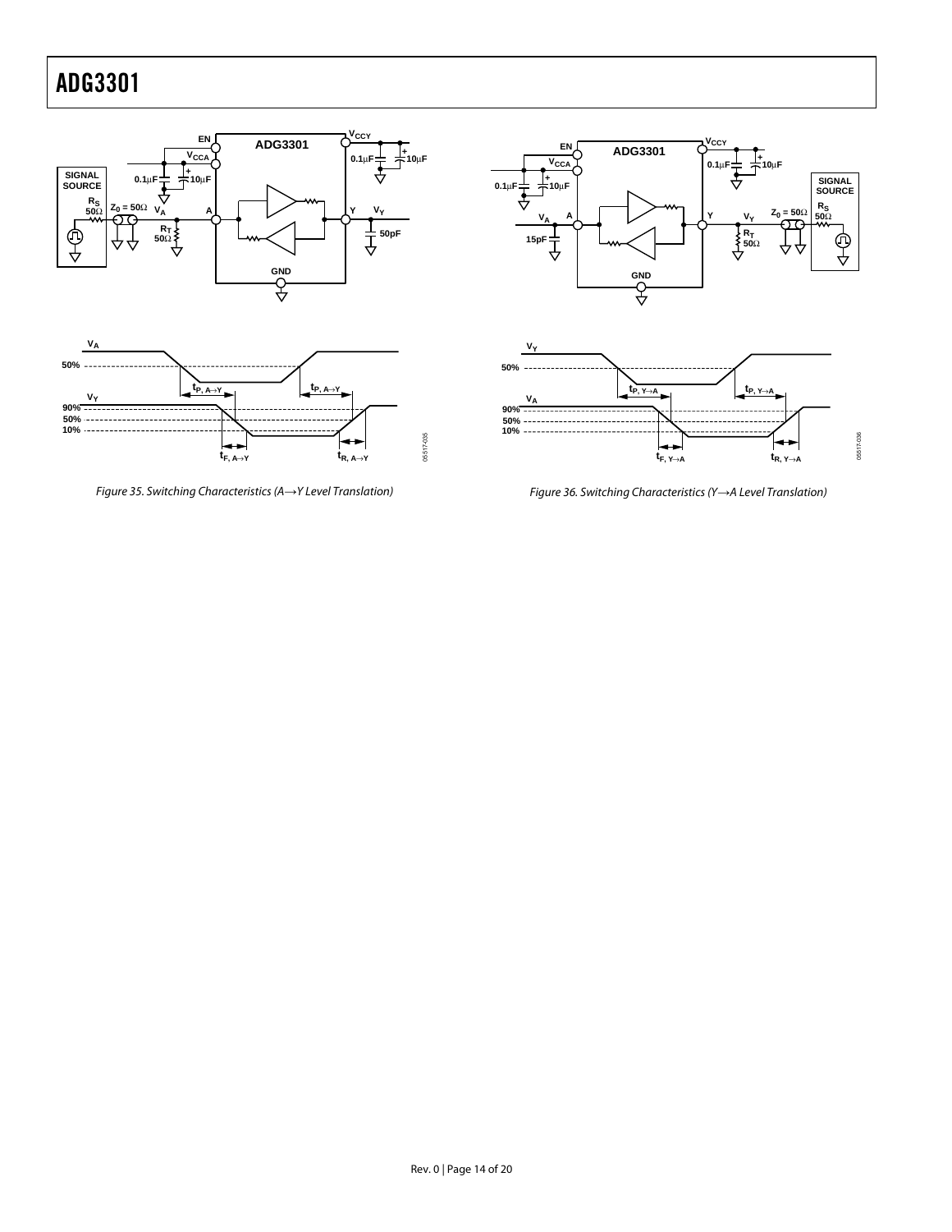Figure 35. Switching Characteristics (A→Y Level Translation)

Figure 36. Switching Characteristics (Y→A Level Translation)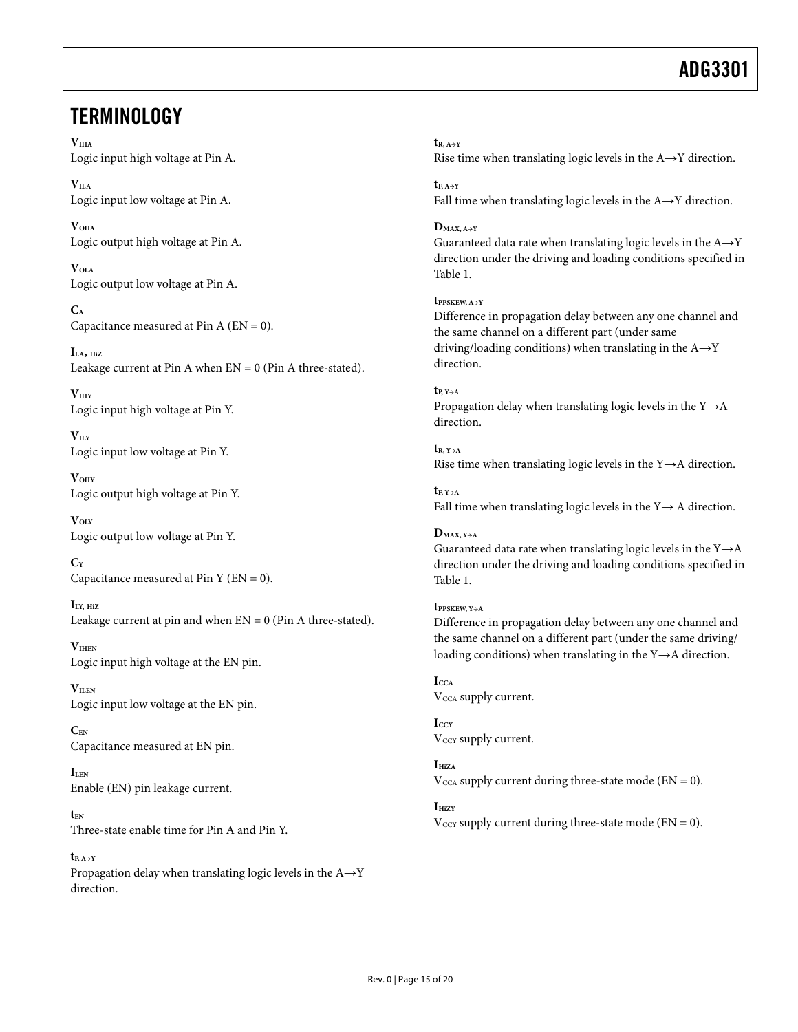# TERMINOLOGY

**$V_{IHA}$**
Logic input high voltage at Pin A.

**$V_{ILA}$**
Logic input low voltage at Pin A.

**$V_{OHA}$**
Logic output high voltage at Pin A.

**$V_{OLA}$**
Logic output low voltage at Pin A.

**$C_A$**
Capacitance measured at Pin A (EN = 0).

**$I_{LA, HiZ}$**
Leakage current at Pin A when EN = 0 (Pin A three-stated).

**$V_{IHY}$**
Logic input high voltage at Pin Y.

**$V_{ILY}$**
Logic input low voltage at Pin Y.

**$V_{OHY}$**
Logic output high voltage at Pin Y.

**$V_{OLY}$**
Logic output low voltage at Pin Y.

**$C_Y$**
Capacitance measured at Pin Y (EN = 0).

**$I_{LY, HiZ}$**
Leakage current at pin and when EN = 0 (Pin A three-stated).

**$V_{IHEN}$**
Logic input high voltage at the EN pin.

**$V_{ILEN}$**
Logic input low voltage at the EN pin.

**$C_{EN}$**
Capacitance measured at EN pin.

**$I_{LEN}$**
Enable (EN) pin leakage current.

**$t_{EN}$**
Three-state enable time for Pin A and Pin Y.

**$t_{P, A \rightarrow Y}$**
Propagation delay when translating logic levels in the A→Y direction.

**$t_{R, A \rightarrow Y}$**
Rise time when translating logic levels in the A→Y direction.

**$t_{F, A \rightarrow Y}$**
Fall time when translating logic levels in the A→Y direction.

**$D_{MAX, A \rightarrow Y}$**
Guaranteed data rate when translating logic levels in the A→Y direction under the driving and loading conditions specified in Table 1.

**$t_{PPSKEW, A \rightarrow Y}$**
Difference in propagation delay between any one channel and the same channel on a different part (under same driving/loading conditions) when translating in the A→Y direction.

**$t_{P, Y \rightarrow A}$**
Propagation delay when translating logic levels in the Y→A direction.

**$t_{R, Y \rightarrow A}$**
Rise time when translating logic levels in the Y→A direction.

**$t_{F, Y \rightarrow A}$**
Fall time when translating logic levels in the Y→ A direction.

**$D_{MAX, Y \rightarrow A}$**
Guaranteed data rate when translating logic levels in the Y→A direction under the driving and loading conditions specified in Table 1.

**$t_{PPSKEW, Y \rightarrow A}$**
Difference in propagation delay between any one channel and the same channel on a different part (under the same driving/loading conditions) when translating in the Y→A direction.

**$I_{CCA}$**
$V_{CCA}$ supply current.

**$I_{CCY}$**
$V_{CCY}$ supply current.

**$I_{HiZA}$**
$V_{CCA}$ supply current during three-state mode (EN = 0).

**$I_{HiZY}$**
$V_{CCY}$ supply current during three-state mode (EN = 0).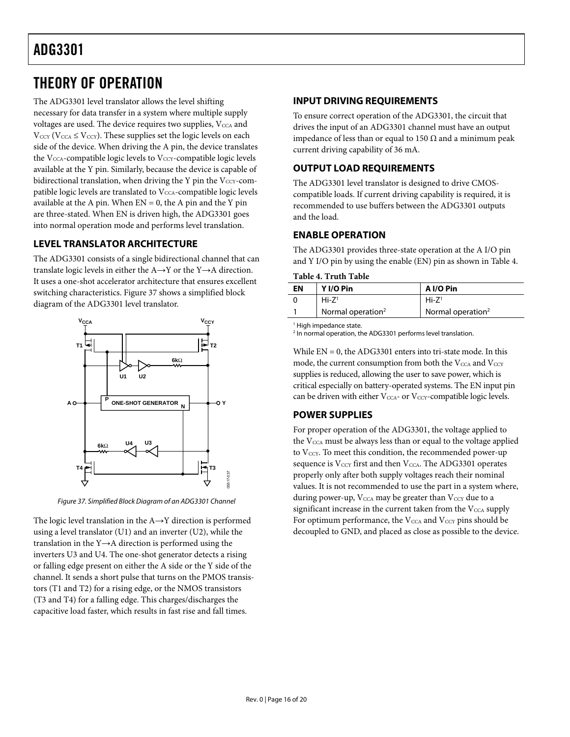# THEORY OF OPERATION

The ADG3301 level translator allows the level shifting necessary for data transfer in a system where multiple supply voltages are used. The device requires two supplies, $V_{CCA}$ and $V_{CCY}$ ($V_{CCA} \leq V_{CCY}$). These supplies set the logic levels on each side of the device. When driving the A pin, the device translates the $V_{CCA}$-compatible logic levels to $V_{CCY}$-compatible logic levels available at the Y pin. Similarly, because the device is capable of bidirectional translation, when driving the Y pin the $V_{CCY}$-compatible logic levels are translated to $V_{CCA}$-compatible logic levels available at the A pin. When EN = 0, the A pin and the Y pin are three-stated. When EN is driven high, the ADG3301 goes into normal operation mode and performs level translation.

## LEVEL TRANSLATOR ARCHITECTURE

The ADG3301 consists of a single bidirectional channel that can translate logic levels in either the A→Y or the Y→A direction. It uses a one-shot accelerator architecture that ensures excellent switching characteristics. Figure 37 shows a simplified block diagram of the ADG3301 level translator.

*Figure 37. Simplified Block Diagram of an ADG3301 Channel*

The logic level translation in the A→Y direction is performed using a level translator (U1) and an inverter (U2), while the translation in the Y→A direction is performed using the inverters U3 and U4. The one-shot generator detects a rising or falling edge present on either the A side or the Y side of the channel. It sends a short pulse that turns on the PMOS transistors (T1 and T2) for a rising edge, or the NMOS transistors (T3 and T4) for a falling edge. This charges/discharges the capacitive load faster, which results in fast rise and fall times.

## INPUT DRIVING REQUIREMENTS

To ensure correct operation of the ADG3301, the circuit that drives the input of an ADG3301 channel must have an output impedance of less than or equal to 150 Ω and a minimum peak current driving capability of 36 mA.

## OUTPUT LOAD REQUIREMENTS

The ADG3301 level translator is designed to drive CMOS-compatible loads. If current driving capability is required, it is recommended to use buffers between the ADG3301 outputs and the load.

## ENABLE OPERATION

The ADG3301 provides three-state operation at the A I/O pin and Y I/O pin by using the enable (EN) pin as shown in Table 4.

**Table 4. Truth Table**

| EN | Y I/O Pin | A I/O Pin |
|---|---|---|
| 0 | Hi-Z[1] | Hi-Z[1] |
| 1 | Normal operation[2] | Normal operation[2] |

[1] High impedance state.
[2] In normal operation, the ADG3301 performs level translation.

While EN = 0, the ADG3301 enters into tri-state mode. In this mode, the current consumption from both the $V_{CCA}$ and $V_{CCY}$ supplies is reduced, allowing the user to save power, which is critical especially on battery-operated systems. The EN input pin can be driven with either $V_{CCA}$- or $V_{CCY}$-compatible logic levels.

## POWER SUPPLIES

For proper operation of the ADG3301, the voltage applied to the $V_{CCA}$ must be always less than or equal to the voltage applied to $V_{CCY}$. To meet this condition, the recommended power-up sequence is $V_{CCY}$ first and then $V_{CCA}$. The ADG3301 operates properly only after both supply voltages reach their nominal values. It is not recommended to use the part in a system where, during power-up, $V_{CCA}$ may be greater than $V_{CCY}$ due to a significant increase in the current taken from the $V_{CCA}$ supply For optimum performance, the $V_{CCA}$ and $V_{CCY}$ pins should be decoupled to GND, and placed as close as possible to the device.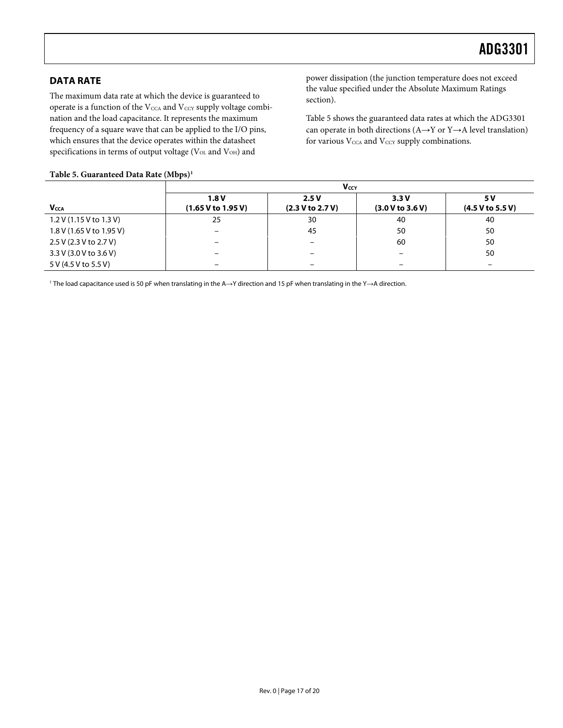## DATA RATE

The maximum data rate at which the device is guaranteed to operate is a function of the $V_{CCA}$ and $V_{CCY}$ supply voltage combination and the load capacitance. It represents the maximum frequency of a square wave that can be applied to the I/O pins, which ensures that the device operates within the datasheet specifications in terms of output voltage ($V_{OL}$ and $V_{OH}$) and power dissipation (the junction temperature does not exceed the value specified under the Absolute Maximum Ratings section).

Table 5 shows the guaranteed data rates at which the ADG3301 can operate in both directions (A→Y or Y→A level translation) for various $V_{CCA}$ and $V_{CCY}$ supply combinations.

**Table 5. Guaranteed Data Rate (Mbps)[1]**

| | $V_{CCY}$ | | | |
|---|---|---|---|---|
| $V_{CCA}$ | 1.8 V (1.65 V to 1.95 V) | 2.5 V (2.3 V to 2.7 V) | 3.3 V (3.0 V to 3.6 V) | 5 V (4.5 V to 5.5 V) |
| 1.2 V (1.15 V to 1.3 V) | 25 | 30 | 40 | 40 |
| 1.8 V (1.65 V to 1.95 V) | – | 45 | 50 | 50 |
| 2.5 V (2.3 V to 2.7 V) | – | – | 60 | 50 |
| 3.3 V (3.0 V to 3.6 V) | – | – | – | 50 |
| 5 V (4.5 V to 5.5 V) | – | – | – | – |

[1] The load capacitance used is 50 pF when translating in the A→Y direction and 15 pF when translating in the Y→A direction.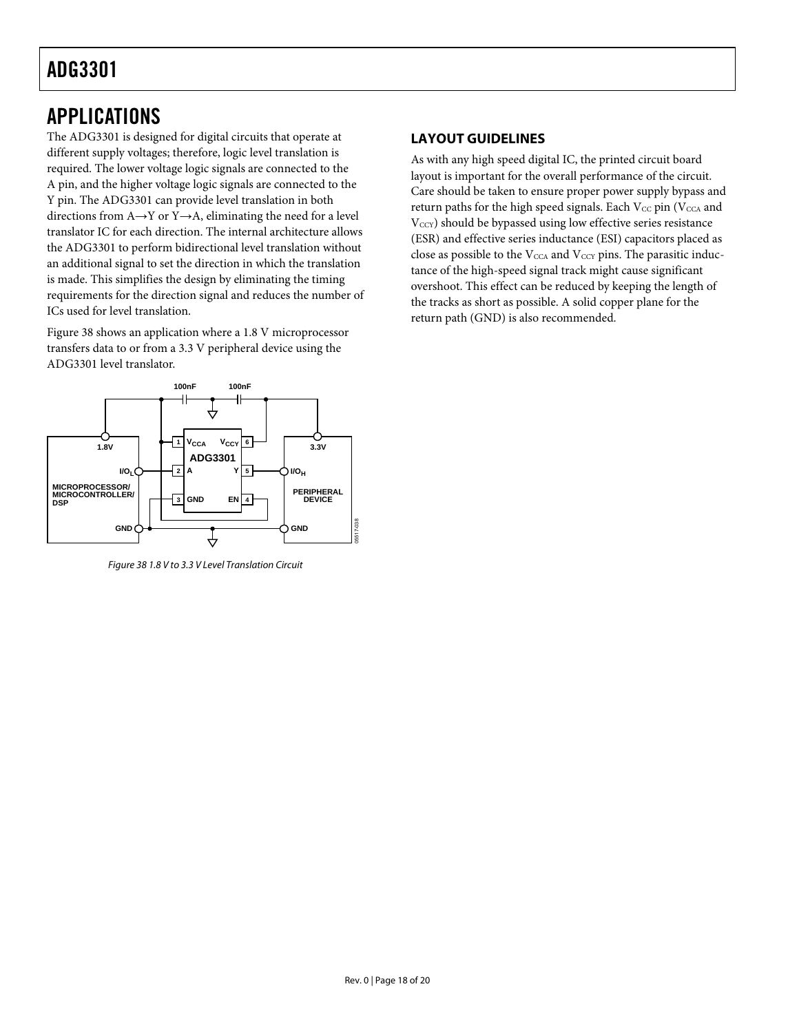## APPLICATIONS

The ADG3301 is designed for digital circuits that operate at different supply voltages; therefore, logic level translation is required. The lower voltage logic signals are connected to the A pin, and the higher voltage logic signals are connected to the Y pin. The ADG3301 can provide level translation in both directions from A→Y or Y→A, eliminating the need for a level translator IC for each direction. The internal architecture allows the ADG3301 to perform bidirectional level translation without an additional signal to set the direction in which the translation is made. This simplifies the design by eliminating the timing requirements for the direction signal and reduces the number of ICs used for level translation.

Figure 38 shows an application where a 1.8 V microprocessor transfers data to or from a 3.3 V peripheral device using the ADG3301 level translator.

*Figure 38 1.8 V to 3.3 V Level Translation Circuit*

### LAYOUT GUIDELINES

As with any high speed digital IC, the printed circuit board layout is important for the overall performance of the circuit. Care should be taken to ensure proper power supply bypass and return paths for the high speed signals. Each $V_{CC}$ pin ($V_{CCA}$ and $V_{CCY}$) should be bypassed using low effective series resistance (ESR) and effective series inductance (ESI) capacitors placed as close as possible to the $V_{CCA}$ and $V_{CCY}$ pins. The parasitic inductance of the high-speed signal track might cause significant overshoot. This effect can be reduced by keeping the length of the tracks as short as possible. A solid copper plane for the return path (GND) is also recommended.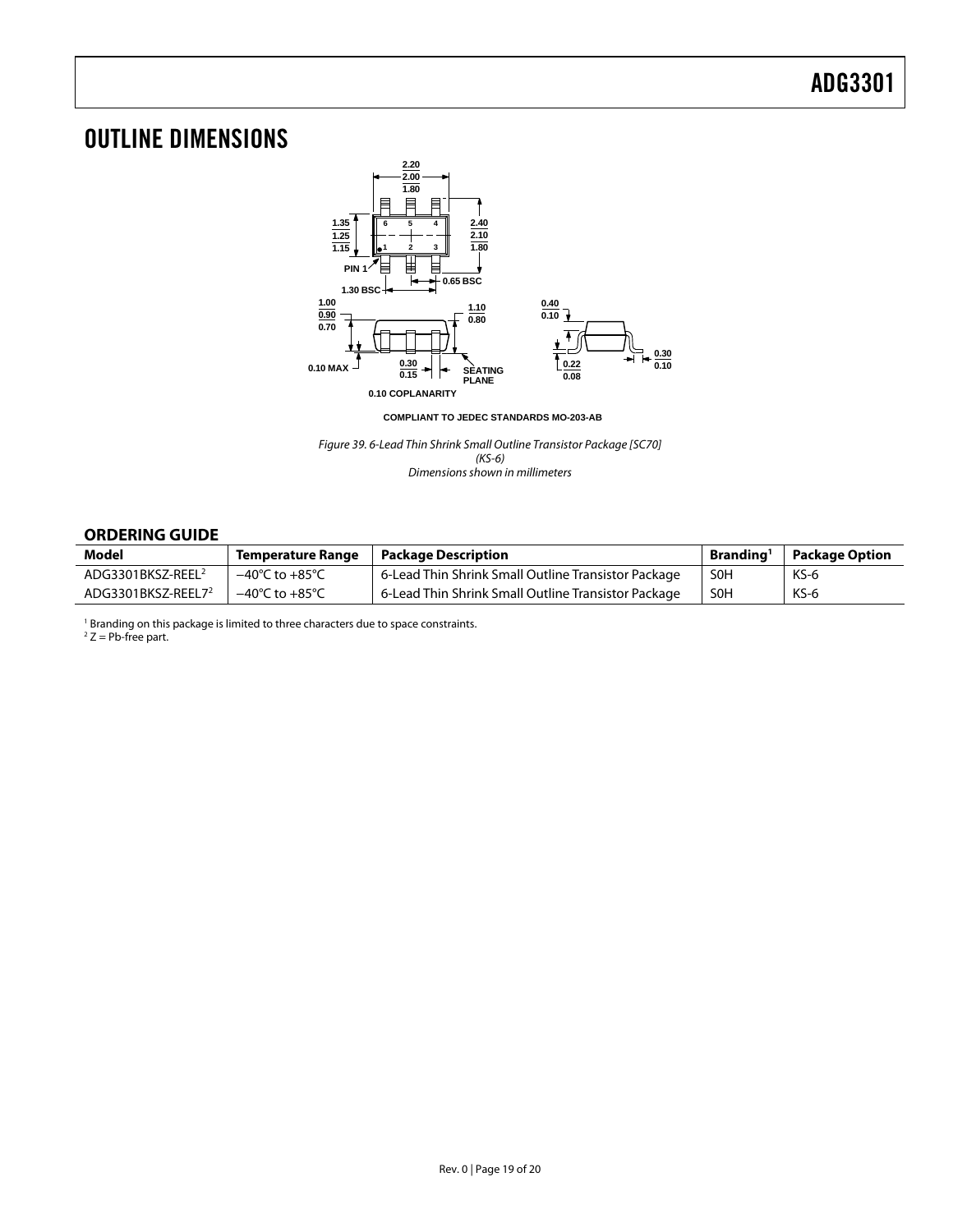# OUTLINE DIMENSIONS

COMPLIANT TO JEDEC STANDARDS MO-203-AB

*Figure 39. 6-Lead Thin Shrink Small Outline Transistor Package [SC70] (KS-6) Dimensions shown in millimeters*

## ORDERING GUIDE

| Model | Temperature Range | Package Description | Branding[1] | Package Option |
|---|---|---|---|---|
| ADG3301BKSZ-REEL[2] | −40°C to +85°C | 6-Lead Thin Shrink Small Outline Transistor Package | S0H | KS-6 |
| ADG3301BKSZ-REEL7[2] | −40°C to +85°C | 6-Lead Thin Shrink Small Outline Transistor Package | S0H | KS-6 |

[1] Branding on this package is limited to three characters due to space constraints.
[2] Z = Pb-free part.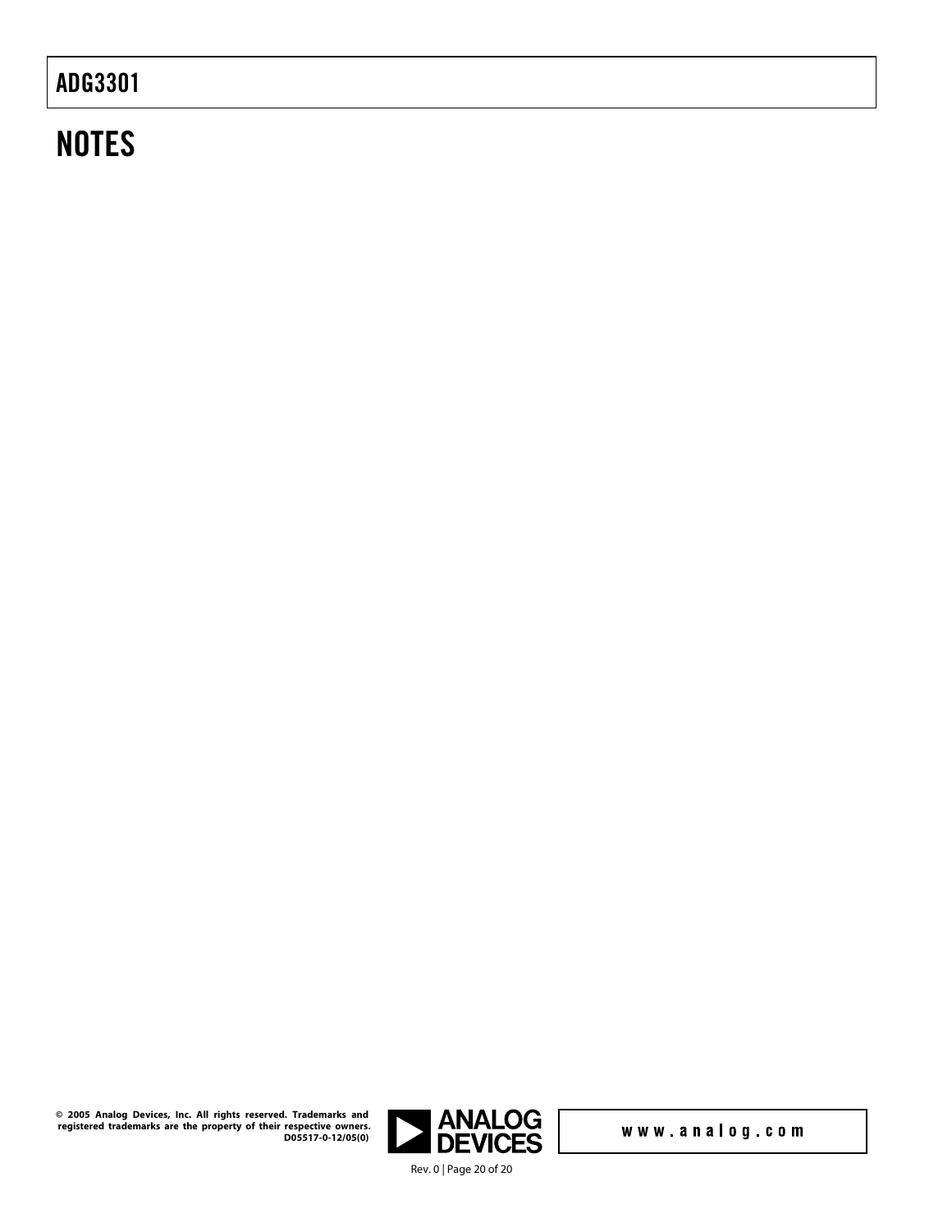## NOTES

© 2005 Analog Devices, Inc. All rights reserved. Trademarks and registered trademarks are the property of their respective owners.
D05517-0-12/05(0)

www.analog.com